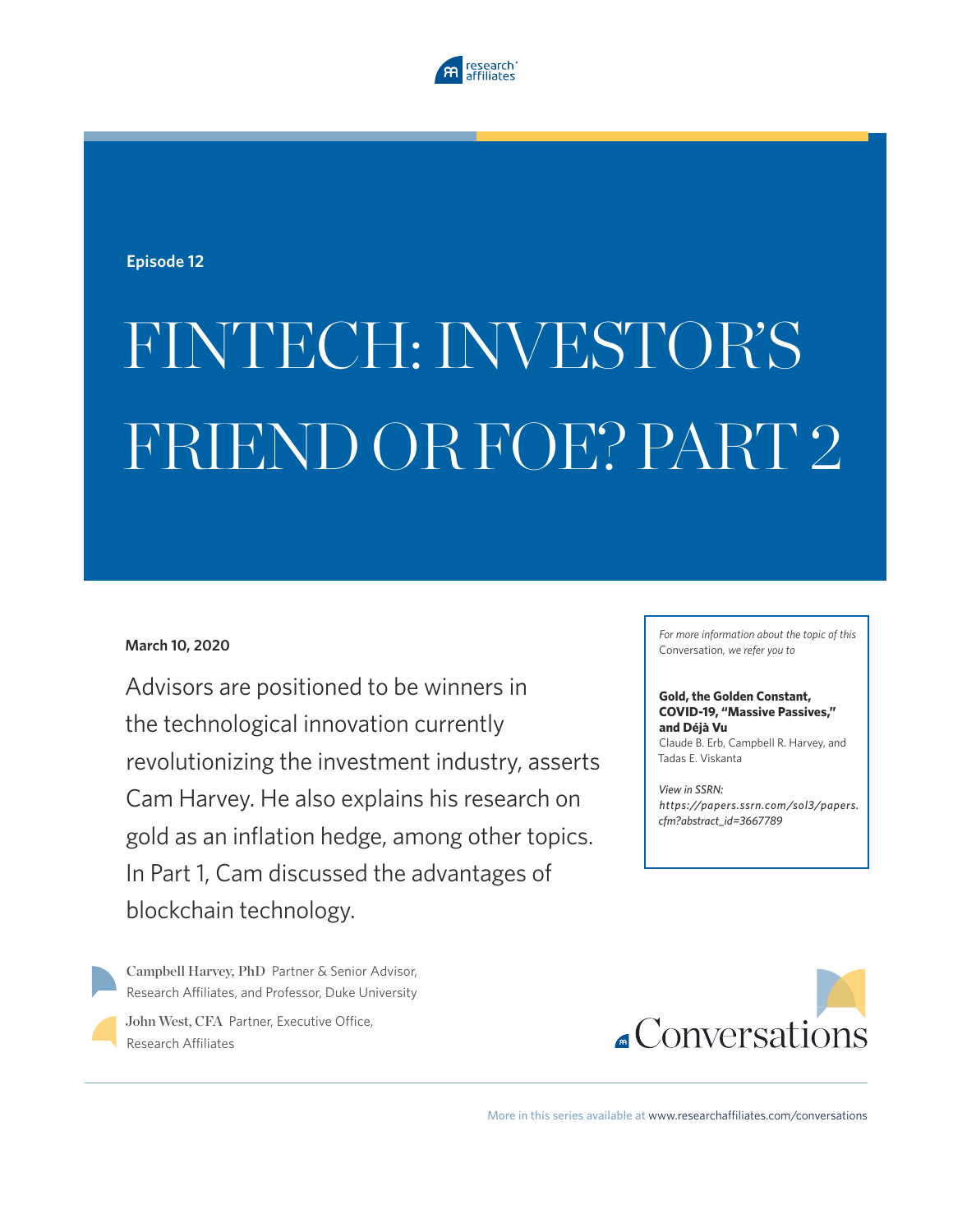Episode 12

# FINTECH: INVESTOR'S FRIEND OR FOE? PART 2

**March 10, 2020**

Advisors are positioned to be winners in the technological innovation currently revolutionizing the investment industry, asserts Cam Harvey. He also explains his research on gold as an inflation hedge, among other topics. In Part 1, Cam discussed the advantages of blockchain technology.

*For more information about the topic of this Conversation, we refer you to*

**Gold, the Golden Constant, COVID-19, "Massive Passives," and Déjà Vu**
Claude B. Erb, Campbell R. Harvey, and Tadas E. Viskanta

*View in SSRN:*
*https://papers.ssrn.com/sol3/papers.cfm?abstract_id=3667789*

Campbell Harvey, PhD Partner & Senior Advisor, Research Affiliates, and Professor, Duke University

John West, CFA Partner, Executive Office, Research Affiliates

Conversations

More in this series available at www.researchaffiliates.com/conversations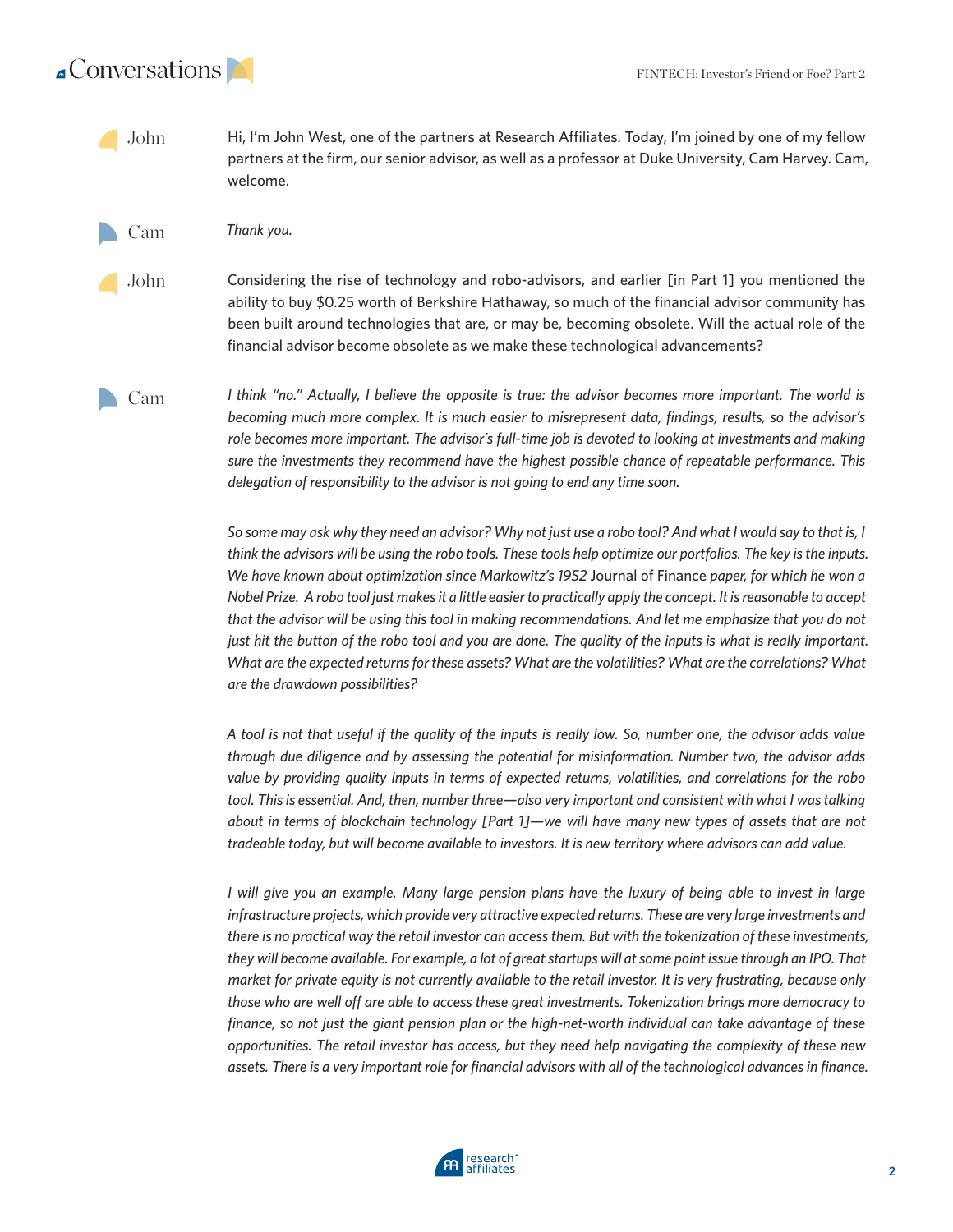**John** Hi, I'm John West, one of the partners at Research Affiliates. Today, I'm joined by one of my fellow partners at the firm, our senior advisor, as well as a professor at Duke University, Cam Harvey. Cam, welcome.

**Cam** *Thank you.*

**John** Considering the rise of technology and robo-advisors, and earlier [in Part 1] you mentioned the ability to buy $0.25 worth of Berkshire Hathaway, so much of the financial advisor community has been built around technologies that are, or may be, becoming obsolete. Will the actual role of the financial advisor become obsolete as we make these technological advancements?

**Cam** *I think "no." Actually, I believe the opposite is true: the advisor becomes more important. The world is becoming much more complex. It is much easier to misrepresent data, findings, results, so the advisor's role becomes more important. The advisor's full-time job is devoted to looking at investments and making sure the investments they recommend have the highest possible chance of repeatable performance. This delegation of responsibility to the advisor is not going to end any time soon.*

*So some may ask why they need an advisor? Why not just use a robo tool? And what I would say to that is, I think the advisors will be using the robo tools. These tools help optimize our portfolios. The key is the inputs. We have known about optimization since Markowitz's 1952* Journal of Finance *paper, for which he won a Nobel Prize. A robo tool just makes it a little easier to practically apply the concept. It is reasonable to accept that the advisor will be using this tool in making recommendations. And let me emphasize that you do not just hit the button of the robo tool and you are done. The quality of the inputs is what is really important. What are the expected returns for these assets? What are the volatilities? What are the correlations? What are the drawdown possibilities?*

*A tool is not that useful if the quality of the inputs is really low. So, number one, the advisor adds value through due diligence and by assessing the potential for misinformation. Number two, the advisor adds value by providing quality inputs in terms of expected returns, volatilities, and correlations for the robo tool. This is essential. And, then, number three—also very important and consistent with what I was talking about in terms of blockchain technology [Part 1]—we will have many new types of assets that are not tradeable today, but will become available to investors. It is new territory where advisors can add value.*

*I will give you an example. Many large pension plans have the luxury of being able to invest in large infrastructure projects, which provide very attractive expected returns. These are very large investments and there is no practical way the retail investor can access them. But with the tokenization of these investments, they will become available. For example, a lot of great startups will at some point issue through an IPO. That market for private equity is not currently available to the retail investor. It is very frustrating, because only those who are well off are able to access these great investments. Tokenization brings more democracy to finance, so not just the giant pension plan or the high-net-worth individual can take advantage of these opportunities. The retail investor has access, but they need help navigating the complexity of these new assets. There is a very important role for financial advisors with all of the technological advances in finance.*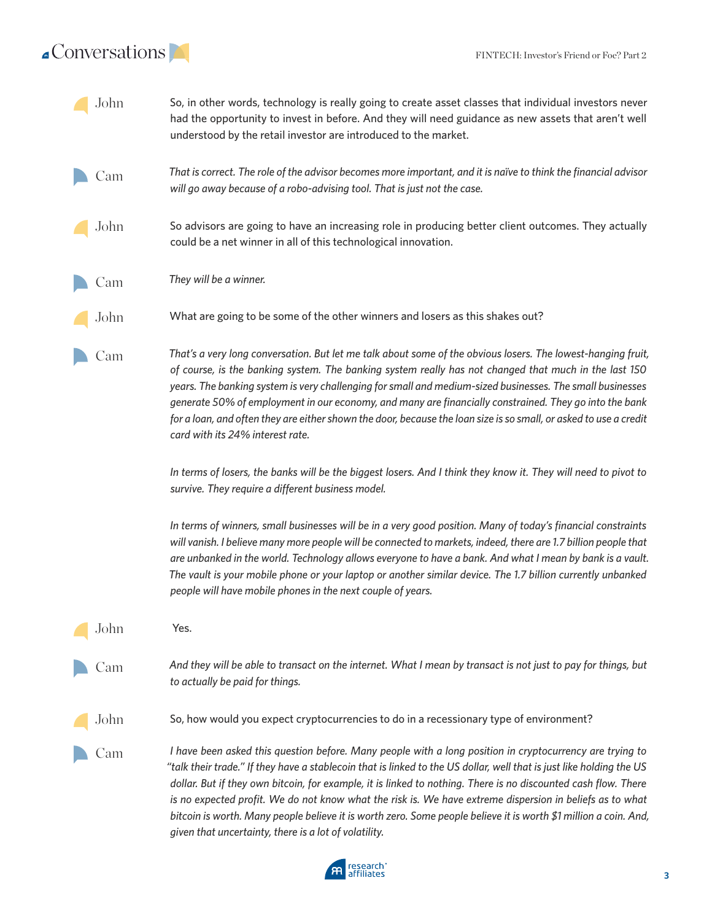**John** So, in other words, technology is really going to create asset classes that individual investors never had the opportunity to invest in before. And they will need guidance as new assets that aren't well understood by the retail investor are introduced to the market.

**Cam** *That is correct. The role of the advisor becomes more important, and it is naïve to think the financial advisor will go away because of a robo-advising tool. That is just not the case.*

**John** So advisors are going to have an increasing role in producing better client outcomes. They actually could be a net winner in all of this technological innovation.

**Cam** *They will be a winner.*

**John** What are going to be some of the other winners and losers as this shakes out?

**Cam** *That's a very long conversation. But let me talk about some of the obvious losers. The lowest-hanging fruit, of course, is the banking system. The banking system really has not changed that much in the last 150 years. The banking system is very challenging for small and medium-sized businesses. The small businesses generate 50% of employment in our economy, and many are financially constrained. They go into the bank for a loan, and often they are either shown the door, because the loan size is so small, or asked to use a credit card with its 24% interest rate.*

*In terms of losers, the banks will be the biggest losers. And I think they know it. They will need to pivot to survive. They require a different business model.*

*In terms of winners, small businesses will be in a very good position. Many of today's financial constraints will vanish. I believe many more people will be connected to markets, indeed, there are 1.7 billion people that are unbanked in the world. Technology allows everyone to have a bank. And what I mean by bank is a vault. The vault is your mobile phone or your laptop or another similar device. The 1.7 billion currently unbanked people will have mobile phones in the next couple of years.*

**John** Yes.

**Cam** *And they will be able to transact on the internet. What I mean by transact is not just to pay for things, but to actually be paid for things.*

**John** So, how would you expect cryptocurrencies to do in a recessionary type of environment?

**Cam** *I have been asked this question before. Many people with a long position in cryptocurrency are trying to "talk their trade." If they have a stablecoin that is linked to the US dollar, well that is just like holding the US dollar. But if they own bitcoin, for example, it is linked to nothing. There is no discounted cash flow. There is no expected profit. We do not know what the risk is. We have extreme dispersion in beliefs as to what bitcoin is worth. Many people believe it is worth zero. Some people believe it is worth $1 million a coin. And, given that uncertainty, there is a lot of volatility.*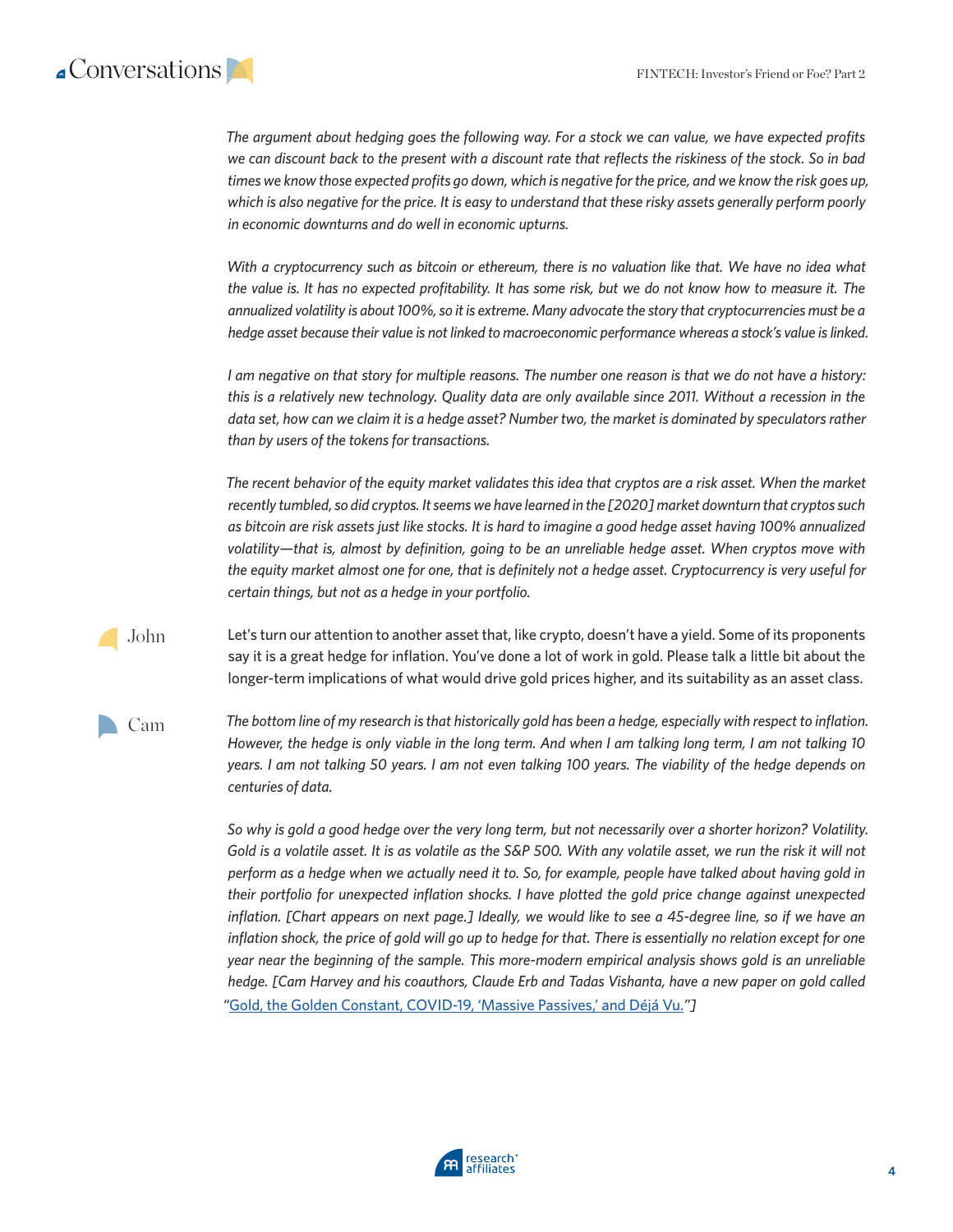*The argument about hedging goes the following way. For a stock we can value, we have expected profits we can discount back to the present with a discount rate that reflects the riskiness of the stock. So in bad times we know those expected profits go down, which is negative for the price, and we know the risk goes up, which is also negative for the price. It is easy to understand that these risky assets generally perform poorly in economic downturns and do well in economic upturns.*

*With a cryptocurrency such as bitcoin or ethereum, there is no valuation like that. We have no idea what the value is. It has no expected profitability. It has some risk, but we do not know how to measure it. The annualized volatility is about 100%, so it is extreme. Many advocate the story that cryptocurrencies must be a hedge asset because their value is not linked to macroeconomic performance whereas a stock's value is linked.*

*I am negative on that story for multiple reasons. The number one reason is that we do not have a history: this is a relatively new technology. Quality data are only available since 2011. Without a recession in the data set, how can we claim it is a hedge asset? Number two, the market is dominated by speculators rather than by users of the tokens for transactions.*

*The recent behavior of the equity market validates this idea that cryptos are a risk asset. When the market recently tumbled, so did cryptos. It seems we have learned in the [2020] market downturn that cryptos such as bitcoin are risk assets just like stocks. It is hard to imagine a good hedge asset having 100% annualized volatility—that is, almost by definition, going to be an unreliable hedge asset. When cryptos move with the equity market almost one for one, that is definitely not a hedge asset. Cryptocurrency is very useful for certain things, but not as a hedge in your portfolio.*

**John** Let's turn our attention to another asset that, like crypto, doesn't have a yield. Some of its proponents say it is a great hedge for inflation. You've done a lot of work in gold. Please talk a little bit about the longer-term implications of what would drive gold prices higher, and its suitability as an asset class.

**Cam** *The bottom line of my research is that historically gold has been a hedge, especially with respect to inflation. However, the hedge is only viable in the long term. And when I am talking long term, I am not talking 10 years. I am not talking 50 years. I am not even talking 100 years. The viability of the hedge depends on centuries of data.*

*So why is gold a good hedge over the very long term, but not necessarily over a shorter horizon? Volatility. Gold is a volatile asset. It is as volatile as the S&P 500. With any volatile asset, we run the risk it will not perform as a hedge when we actually need it to. So, for example, people have talked about having gold in their portfolio for unexpected inflation shocks. I have plotted the gold price change against unexpected inflation. [Chart appears on next page.] Ideally, we would like to see a 45-degree line, so if we have an inflation shock, the price of gold will go up to hedge for that. There is essentially no relation except for one year near the beginning of the sample. This more-modern empirical analysis shows gold is an unreliable hedge. [Cam Harvey and his coauthors, Claude Erb and Tadas Vishanta, have a new paper on gold called "Gold, the Golden Constant, COVID-19, 'Massive Passives,' and Déjá Vu."]*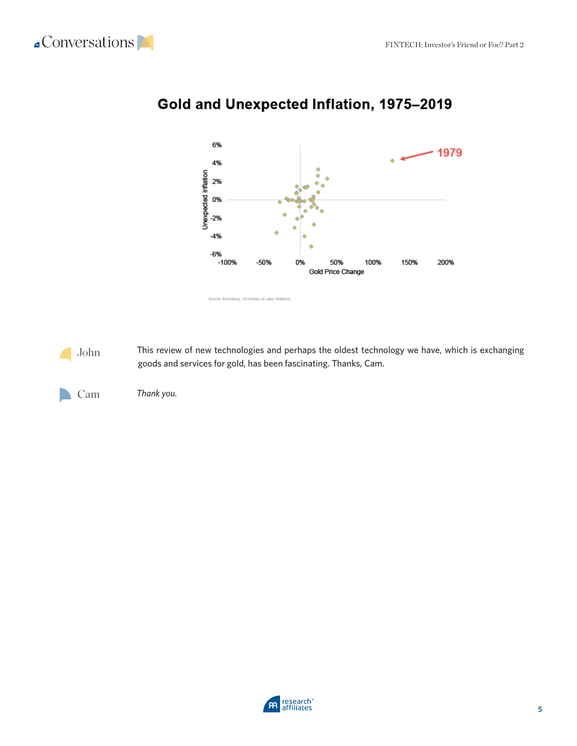## Gold and Unexpected Inflation, 1975–2019

Source: Bloomberg, US Bureau of Labor Statistics.

**John** This review of new technologies and perhaps the oldest technology we have, which is exchanging goods and services for gold, has been fascinating. Thanks, Cam.

**Cam** *Thank you.*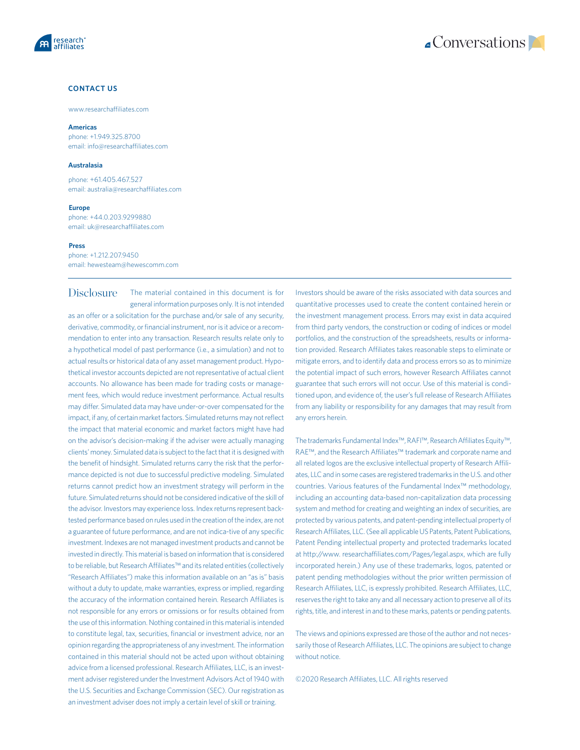## CONTACT US

www.researchaffiliates.com

**Americas**
phone: +1.949.325.8700
email: info@researchaffiliates.com

**Australasia**

phone: +61.405.467.527
email: australia@researchaffiliates.com

**Europe**
phone: +44.0.203.9299880
email: uk@researchaffiliates.com

**Press**
phone: +1.212.207.9450
email: hewesteam@hewescomm.com

## Disclosure

The material contained in this document is for general information purposes only. It is not intended as an offer or a solicitation for the purchase and/or sale of any security, derivative, commodity, or financial instrument, nor is it advice or a recommendation to enter into any transaction. Research results relate only to a hypothetical model of past performance (i.e., a simulation) and not to actual results or historical data of any asset management product. Hypothetical investor accounts depicted are not representative of actual client accounts. No allowance has been made for trading costs or management fees, which would reduce investment performance. Actual results may differ. Simulated data may have under-or-over compensated for the impact, if any, of certain market factors. Simulated returns may not reflect the impact that material economic and market factors might have had on the advisor's decision-making if the adviser were actually managing clients' money. Simulated data is subject to the fact that it is designed with the benefit of hindsight. Simulated returns carry the risk that the performance depicted is not due to successful predictive modeling. Simulated returns cannot predict how an investment strategy will perform in the future. Simulated returns should not be considered indicative of the skill of the advisor. Investors may experience loss. Index returns represent backtested performance based on rules used in the creation of the index, are not a guarantee of future performance, and are not indica-tive of any specific investment. Indexes are not managed investment products and cannot be invested in directly. This material is based on information that is considered to be reliable, but Research Affiliates™ and its related entities (collectively "Research Affiliates") make this information available on an "as is" basis without a duty to update, make warranties, express or implied, regarding the accuracy of the information contained herein. Research Affiliates is not responsible for any errors or omissions or for results obtained from the use of this information. Nothing contained in this material is intended to constitute legal, tax, securities, financial or investment advice, nor an opinion regarding the appropriateness of any investment. The information contained in this material should not be acted upon without obtaining advice from a licensed professional. Research Affiliates, LLC, is an investment adviser registered under the Investment Advisors Act of 1940 with the U.S. Securities and Exchange Commission (SEC). Our registration as an investment adviser does not imply a certain level of skill or training.

Investors should be aware of the risks associated with data sources and quantitative processes used to create the content contained herein or the investment management process. Errors may exist in data acquired from third party vendors, the construction or coding of indices or model portfolios, and the construction of the spreadsheets, results or information provided. Research Affiliates takes reasonable steps to eliminate or mitigate errors, and to identify data and process errors so as to minimize the potential impact of such errors, however Research Affiliates cannot guarantee that such errors will not occur. Use of this material is conditioned upon, and evidence of, the user's full release of Research Affiliates from any liability or responsibility for any damages that may result from any errors herein.

The trademarks Fundamental Index™, RAFI™, Research Affiliates Equity™, RAE™, and the Research Affiliates™ trademark and corporate name and all related logos are the exclusive intellectual property of Research Affiliates, LLC and in some cases are registered trademarks in the U.S. and other countries. Various features of the Fundamental Index™ methodology, including an accounting data-based non-capitalization data processing system and method for creating and weighting an index of securities, are protected by various patents, and patent-pending intellectual property of Research Affiliates, LLC. (See all applicable US Patents, Patent Publications, Patent Pending intellectual property and protected trademarks located at http://www. researchaffiliates.com/Pages/legal.aspx, which are fully incorporated herein.) Any use of these trademarks, logos, patented or patent pending methodologies without the prior written permission of Research Affiliates, LLC, is expressly prohibited. Research Affiliates, LLC, reserves the right to take any and all necessary action to preserve all of its rights, title, and interest in and to these marks, patents or pending patents.

The views and opinions expressed are those of the author and not necessarily those of Research Affiliates, LLC. The opinions are subject to change without notice.

©2020 Research Affiliates, LLC. All rights reserved